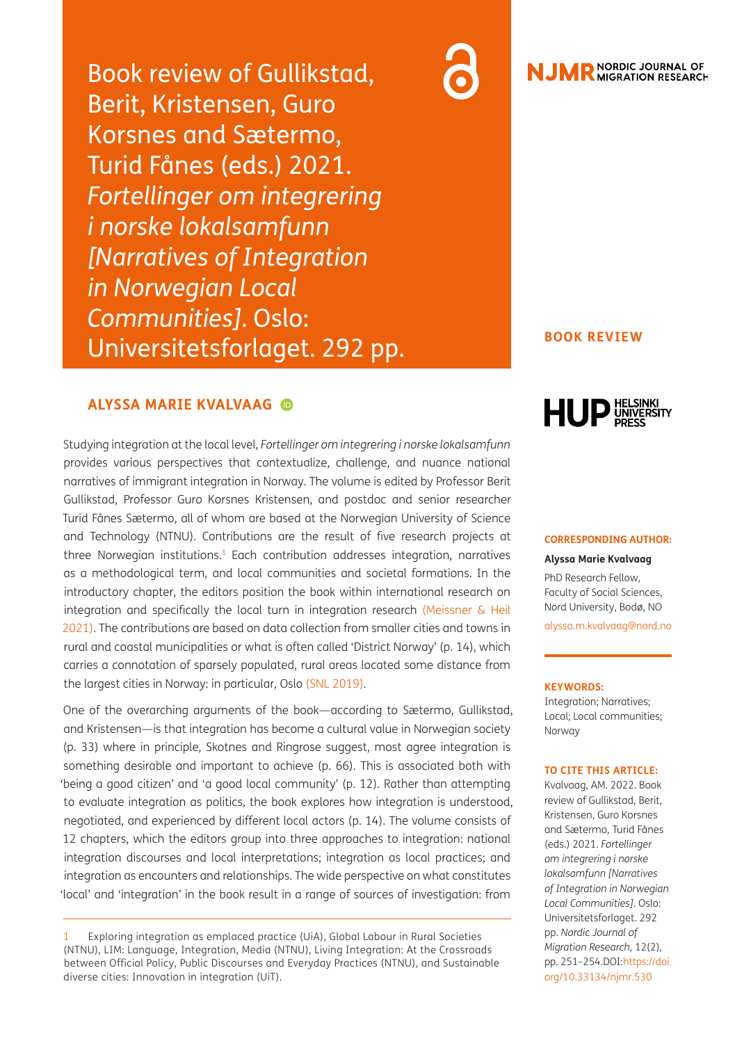# Book review of Gullikstad, Berit, Kristensen, Guro Korsnes and Sætermo, Turid Fånes (eds.) 2021. *Fortellinger om integrering i norske lokalsamfunn [Narratives of Integration in Norwegian Local Communities]*. Oslo: Universitetsforlaget. 292 pp.

**ALYSSA MARIE KVALVAAG**

BOOK REVIEW

Studying integration at the local level, *Fortellinger om integrering i norske lokalsamfunn* provides various perspectives that contextualize, challenge, and nuance national narratives of immigrant integration in Norway. The volume is edited by Professor Berit Gullikstad, Professor Guro Korsnes Kristensen, and postdoc and senior researcher Turid Fånes Sætermo, all of whom are based at the Norwegian University of Science and Technology (NTNU). Contributions are the result of five research projects at three Norwegian institutions.[1] Each contribution addresses integration, narratives as a methodological term, and local communities and societal formations. In the introductory chapter, the editors position the book within international research on integration and specifically the local turn in integration research (Meissner & Heil 2021). The contributions are based on data collection from smaller cities and towns in rural and coastal municipalities or what is often called 'District Norway' (p. 14), which carries a connotation of sparsely populated, rural areas located some distance from the largest cities in Norway: in particular, Oslo (SNL 2019).

One of the overarching arguments of the book—according to Sætermo, Gullikstad, and Kristensen—is that integration has become a cultural value in Norwegian society (p. 33) where in principle, Skotnes and Ringrose suggest, most agree integration is something desirable and important to achieve (p. 66). This is associated both with 'being a good citizen' and 'a good local community' (p. 12). Rather than attempting to evaluate integration as politics, the book explores how integration is understood, negotiated, and experienced by different local actors (p. 14). The volume consists of 12 chapters, which the editors group into three approaches to integration: national integration discourses and local interpretations; integration as local practices; and integration as encounters and relationships. The wide perspective on what constitutes 'local' and 'integration' in the book result in a range of sources of investigation: from

[1] Exploring integration as emplaced practice (UiA), Global Labour in Rural Societies (NTNU), LIM: Language, Integration, Media (NTNU), Living Integration: At the Crossroads between Official Policy, Public Discourses and Everyday Practices (NTNU), and Sustainable diverse cities: Innovation in integration (UiT).

**CORRESPONDING AUTHOR:**

**Alyssa Marie Kvalvaag**

PhD Research Fellow, Faculty of Social Sciences, Nord University, Bodø, NO

alyssa.m.kvalvaag@nord.no

**KEYWORDS:**

Integration; Narratives; Local; Local communities; Norway

**TO CITE THIS ARTICLE:**

Kvalvaag, AM. 2022. Book review of Gullikstad, Berit, Kristensen, Guro Korsnes and Sætermo, Turid Fånes (eds.) 2021. *Fortellinger om integrering i norske lokalsamfunn [Narratives of Integration in Norwegian Local Communities]*. Oslo: Universitetsforlaget. 292 pp. *Nordic Journal of Migration Research*, 12(2), pp. 251–254.DOI:https://doi.org/10.33134/njmr.530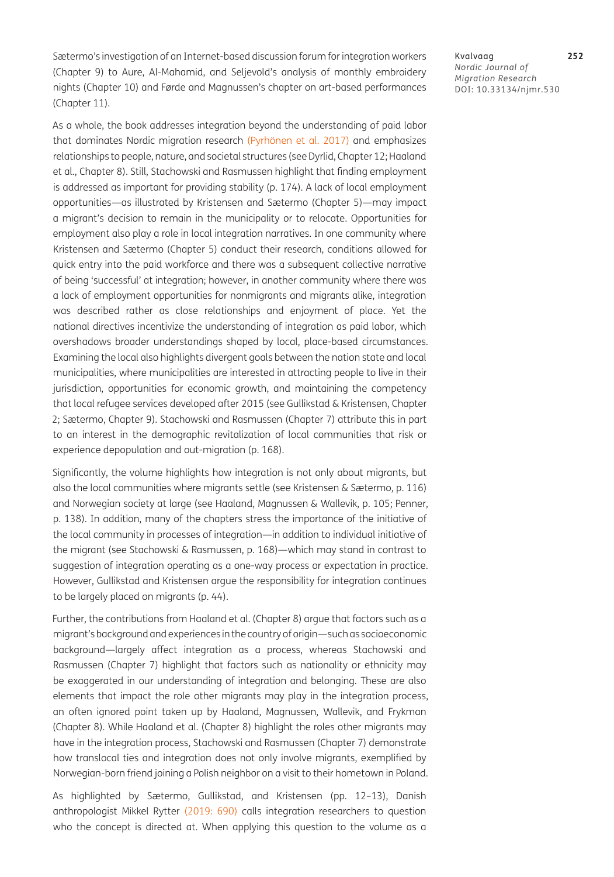Sætermo's investigation of an Internet-based discussion forum for integration workers (Chapter 9) to Aure, Al-Mahamid, and Seljevold's analysis of monthly embroidery nights (Chapter 10) and Førde and Magnussen's chapter on art-based performances (Chapter 11).

As a whole, the book addresses integration beyond the understanding of paid labor that dominates Nordic migration research (Pyrhönen et al. 2017) and emphasizes relationships to people, nature, and societal structures (see Dyrlid, Chapter 12; Haaland et al., Chapter 8). Still, Stachowski and Rasmussen highlight that finding employment is addressed as important for providing stability (p. 174). A lack of local employment opportunities—as illustrated by Kristensen and Sætermo (Chapter 5)—may impact a migrant's decision to remain in the municipality or to relocate. Opportunities for employment also play a role in local integration narratives. In one community where Kristensen and Sætermo (Chapter 5) conduct their research, conditions allowed for quick entry into the paid workforce and there was a subsequent collective narrative of being 'successful' at integration; however, in another community where there was a lack of employment opportunities for nonmigrants and migrants alike, integration was described rather as close relationships and enjoyment of place. Yet the national directives incentivize the understanding of integration as paid labor, which overshadows broader understandings shaped by local, place-based circumstances. Examining the local also highlights divergent goals between the nation state and local municipalities, where municipalities are interested in attracting people to live in their jurisdiction, opportunities for economic growth, and maintaining the competency that local refugee services developed after 2015 (see Gullikstad & Kristensen, Chapter 2; Sætermo, Chapter 9). Stachowski and Rasmussen (Chapter 7) attribute this in part to an interest in the demographic revitalization of local communities that risk or experience depopulation and out-migration (p. 168).

Significantly, the volume highlights how integration is not only about migrants, but also the local communities where migrants settle (see Kristensen & Sætermo, p. 116) and Norwegian society at large (see Haaland, Magnussen & Wallevik, p. 105; Penner, p. 138). In addition, many of the chapters stress the importance of the initiative of the local community in processes of integration—in addition to individual initiative of the migrant (see Stachowski & Rasmussen, p. 168)—which may stand in contrast to suggestion of integration operating as a one-way process or expectation in practice. However, Gullikstad and Kristensen argue the responsibility for integration continues to be largely placed on migrants (p. 44).

Further, the contributions from Haaland et al. (Chapter 8) argue that factors such as a migrant's background and experiences in the country of origin—such as socioeconomic background—largely affect integration as a process, whereas Stachowski and Rasmussen (Chapter 7) highlight that factors such as nationality or ethnicity may be exaggerated in our understanding of integration and belonging. These are also elements that impact the role other migrants may play in the integration process, an often ignored point taken up by Haaland, Magnussen, Wallevik, and Frykman (Chapter 8). While Haaland et al. (Chapter 8) highlight the roles other migrants may have in the integration process, Stachowski and Rasmussen (Chapter 7) demonstrate how translocal ties and integration does not only involve migrants, exemplified by Norwegian-born friend joining a Polish neighbor on a visit to their hometown in Poland.

As highlighted by Sætermo, Gullikstad, and Kristensen (pp. 12–13), Danish anthropologist Mikkel Rytter (2019: 690) calls integration researchers to question who the concept is directed at. When applying this question to the volume as a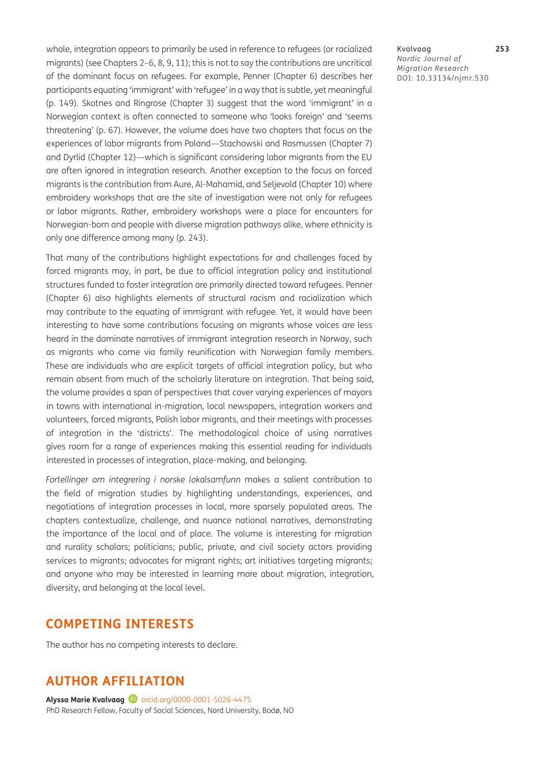whole, integration appears to primarily be used in reference to refugees (or racialized migrants) (see Chapters 2–6, 8, 9, 11); this is not to say the contributions are uncritical of the dominant focus on refugees. For example, Penner (Chapter 6) describes her participants equating 'immigrant' with 'refugee' in a way that is subtle, yet meaningful (p. 149). Skotnes and Ringrose (Chapter 3) suggest that the word 'immigrant' in a Norwegian context is often connected to someone who 'looks foreign' and 'seems threatening' (p. 67). However, the volume does have two chapters that focus on the experiences of labor migrants from Poland—Stachowski and Rasmussen (Chapter 7) and Dyrlid (Chapter 12)—which is significant considering labor migrants from the EU are often ignored in integration research. Another exception to the focus on forced migrants is the contribution from Aure, Al-Mahamid, and Seljevold (Chapter 10) where embroidery workshops that are the site of investigation were not only for refugees or labor migrants. Rather, embroidery workshops were a place for encounters for Norwegian-born and people with diverse migration pathways alike, where ethnicity is only one difference among many (p. 243).

That many of the contributions highlight expectations for and challenges faced by forced migrants may, in part, be due to official integration policy and institutional structures funded to foster integration are primarily directed toward refugees. Penner (Chapter 6) also highlights elements of structural racism and racialization which may contribute to the equating of immigrant with refugee. Yet, it would have been interesting to have some contributions focusing on migrants whose voices are less heard in the dominate narratives of immigrant integration research in Norway, such as migrants who come via family reunification with Norwegian family members. These are individuals who are explicit targets of official integration policy, but who remain absent from much of the scholarly literature on integration. That being said, the volume provides a span of perspectives that cover varying experiences of mayors in towns with international in-migration, local newspapers, integration workers and volunteers, forced migrants, Polish labor migrants, and their meetings with processes of integration in the 'districts'. The methodological choice of using narratives gives room for a range of experiences making this essential reading for individuals interested in processes of integration, place-making, and belonging.

*Fortellinger om integrering i norske lokalsamfunn* makes a salient contribution to the field of migration studies by highlighting understandings, experiences, and negotiations of integration processes in local, more sparsely populated areas. The chapters contextualize, challenge, and nuance national narratives, demonstrating the importance of the local and of place. The volume is interesting for migration and rurality scholars; politicians; public, private, and civil society actors providing services to migrants; advocates for migrant rights; art initiatives targeting migrants; and anyone who may be interested in learning more about migration, integration, diversity, and belonging at the local level.

## COMPETING INTERESTS

The author has no competing interests to declare.

## AUTHOR AFFILIATION

**Alyssa Marie Kvalvaag** orcid.org/0000-0001-5026-4475
PhD Research Fellow, Faculty of Social Sciences, Nord University, Bodø, NO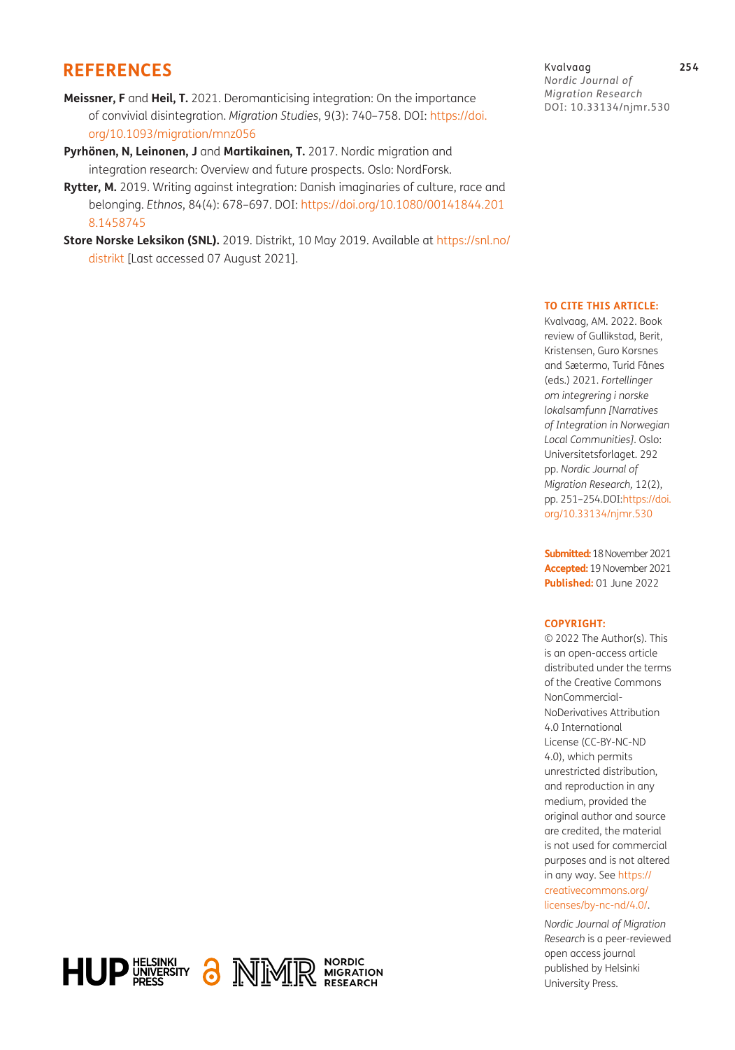## REFERENCES

**Meissner, F** and **Heil, T.** 2021. Deromanticising integration: On the importance of convivial disintegration. *Migration Studies*, 9(3): 740–758. DOI: https://doi.org/10.1093/migration/mnz056

**Pyrhönen, N, Leinonen, J** and **Martikainen, T.** 2017. Nordic migration and integration research: Overview and future prospects. Oslo: NordForsk.

**Rytter, M.** 2019. Writing against integration: Danish imaginaries of culture, race and belonging. *Ethnos*, 84(4): 678–697. DOI: https://doi.org/10.1080/00141844.2018.1458745

**Store Norske Leksikon (SNL).** 2019. Distrikt, 10 May 2019. Available at https://snl.no/distrikt [Last accessed 07 August 2021].

**TO CITE THIS ARTICLE:**

Kvalvaag, AM. 2022. Book review of Gullikstad, Berit, Kristensen, Guro Korsnes and Sætermo, Turid Fånes (eds.) 2021. *Fortellinger om integrering i norske lokalsamfunn [Narratives of Integration in Norwegian Local Communities]*. Oslo: Universitetsforlaget. 292 pp. *Nordic Journal of Migration Research*, 12(2), pp. 251–254.DOI:https://doi.org/10.33134/njmr.530

**Submitted:** 18 November 2021
**Accepted:** 19 November 2021
**Published:** 01 June 2022

**COPYRIGHT:**

© 2022 The Author(s). This is an open-access article distributed under the terms of the Creative Commons NonCommercial-NoDerivatives Attribution 4.0 International License (CC-BY-NC-ND 4.0), which permits unrestricted distribution, and reproduction in any medium, provided the original author and source are credited, the material is not used for commercial purposes and is not altered in any way. See https://creativecommons.org/licenses/by-nc-nd/4.0/.

*Nordic Journal of Migration Research* is a peer-reviewed open access journal published by Helsinki University Press.